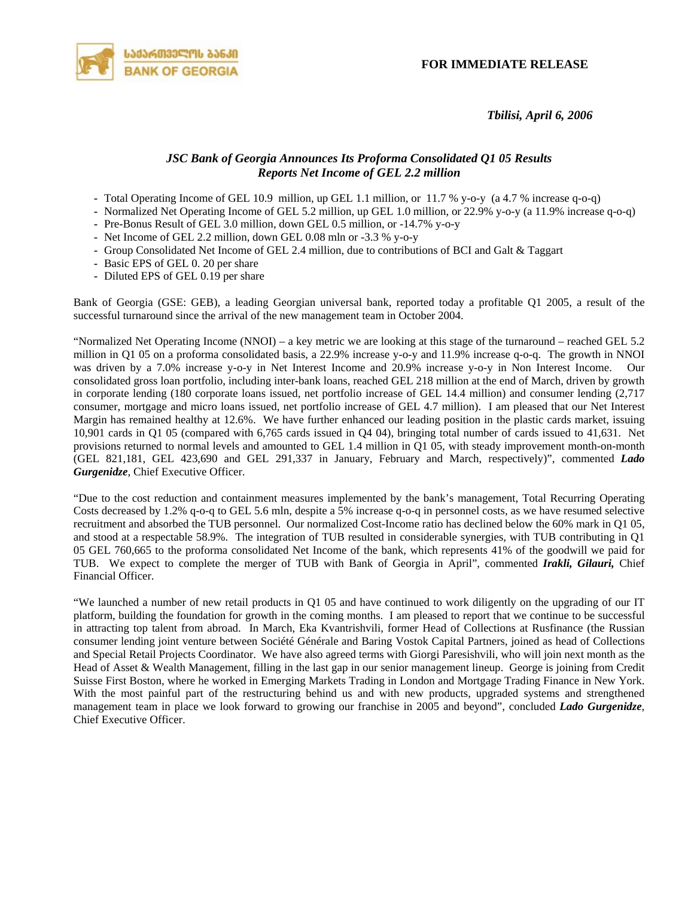**FOR IMMEDIATE RELEASE**

***Tbilisi, April 6, 2006***

### *JSC Bank of Georgia Announces Its Proforma Consolidated Q1 05 Results*
### *Reports Net Income of GEL 2.2 million*

- Total Operating Income of GEL 10.9 million, up GEL 1.1 million, or 11.7 % y-o-y (a 4.7 % increase q-o-q)
- Normalized Net Operating Income of GEL 5.2 million, up GEL 1.0 million, or 22.9% y-o-y (a 11.9% increase q-o-q)
- Pre-Bonus Result of GEL 3.0 million, down GEL 0.5 million, or -14.7% y-o-y
- Net Income of GEL 2.2 million, down GEL 0.08 mln or -3.3 % y-o-y
- Group Consolidated Net Income of GEL 2.4 million, due to contributions of BCI and Galt & Taggart
- Basic EPS of GEL 0. 20 per share
- Diluted EPS of GEL 0.19 per share

Bank of Georgia (GSE: GEB), a leading Georgian universal bank, reported today a profitable Q1 2005, a result of the successful turnaround since the arrival of the new management team in October 2004.

"Normalized Net Operating Income (NNOI) – a key metric we are looking at this stage of the turnaround – reached GEL 5.2 million in Q1 05 on a proforma consolidated basis, a 22.9% increase y-o-y and 11.9% increase q-o-q. The growth in NNOI was driven by a 7.0% increase y-o-y in Net Interest Income and 20.9% increase y-o-y in Non Interest Income. Our consolidated gross loan portfolio, including inter-bank loans, reached GEL 218 million at the end of March, driven by growth in corporate lending (180 corporate loans issued, net portfolio increase of GEL 14.4 million) and consumer lending (2,717 consumer, mortgage and micro loans issued, net portfolio increase of GEL 4.7 million). I am pleased that our Net Interest Margin has remained healthy at 12.6%. We have further enhanced our leading position in the plastic cards market, issuing 10,901 cards in Q1 05 (compared with 6,765 cards issued in Q4 04), bringing total number of cards issued to 41,631. Net provisions returned to normal levels and amounted to GEL 1.4 million in Q1 05, with steady improvement month-on-month (GEL 821,181, GEL 423,690 and GEL 291,337 in January, February and March, respectively)", commented ***Lado Gurgenidze***, Chief Executive Officer.

"Due to the cost reduction and containment measures implemented by the bank's management, Total Recurring Operating Costs decreased by 1.2% q-o-q to GEL 5.6 mln, despite a 5% increase q-o-q in personnel costs, as we have resumed selective recruitment and absorbed the TUB personnel. Our normalized Cost-Income ratio has declined below the 60% mark in Q1 05, and stood at a respectable 58.9%. The integration of TUB resulted in considerable synergies, with TUB contributing in Q1 05 GEL 760,665 to the proforma consolidated Net Income of the bank, which represents 41% of the goodwill we paid for TUB. We expect to complete the merger of TUB with Bank of Georgia in April", commented ***Irakli, Gilauri,*** Chief Financial Officer.

"We launched a number of new retail products in Q1 05 and have continued to work diligently on the upgrading of our IT platform, building the foundation for growth in the coming months. I am pleased to report that we continue to be successful in attracting top talent from abroad. In March, Eka Kvantrishvili, former Head of Collections at Rusfinance (the Russian consumer lending joint venture between Société Générale and Baring Vostok Capital Partners, joined as head of Collections and Special Retail Projects Coordinator. We have also agreed terms with Giorgi Paresishvili, who will join next month as the Head of Asset & Wealth Management, filling in the last gap in our senior management lineup. George is joining from Credit Suisse First Boston, where he worked in Emerging Markets Trading in London and Mortgage Trading Finance in New York. With the most painful part of the restructuring behind us and with new products, upgraded systems and strengthened management team in place we look forward to growing our franchise in 2005 and beyond", concluded ***Lado Gurgenidze***, Chief Executive Officer.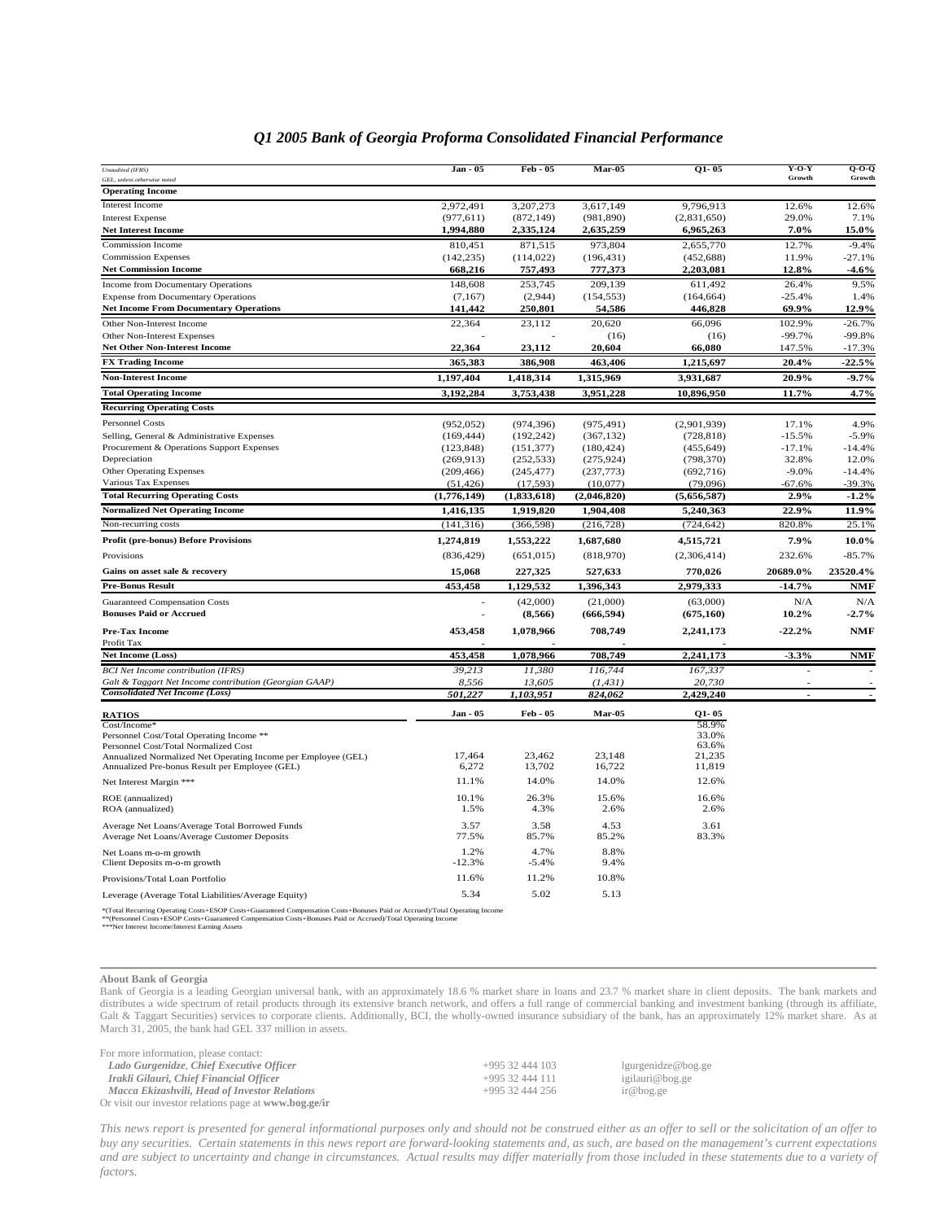# Q1 2005 Bank of Georgia Proforma Consolidated Financial Performance

| *Unaudited (IFRS)* *GEL, unless otherwise noted* | Jan - 05 | Feb - 05 | Mar-05 | Q1- 05 | Y-O-Y Growth | Q-O-Q Growth |
|---|---|---|---|---|---|---|
| **Operating Income** | | | | | | |
| Interest Income | 2,972,491 | 3,207,273 | 3,617,149 | 9,796,913 | 12.6% | 12.6% |
| Interest Expense | (977,611) | (872,149) | (981,890) | (2,831,650) | 29.0% | 7.1% |
| **Net Interest Income** | **1,994,880** | **2,335,124** | **2,635,259** | **6,965,263** | **7.0%** | **15.0%** |
| Commission Income | 810,451 | 871,515 | 973,804 | 2,655,770 | 12.7% | -9.4% |
| Commission Expenses | (142,235) | (114,022) | (196,431) | (452,688) | 11.9% | -27.1% |
| **Net Commission Income** | **668,216** | **757,493** | **777,373** | **2,203,081** | **12.8%** | **-4.6%** |
| Income from Documentary Operations | 148,608 | 253,745 | 209,139 | 611,492 | 26.4% | 9.5% |
| Expense from Documentary Operations | (7,167) | (2,944) | (154,553) | (164,664) | -25.4% | 1.4% |
| **Net Income From Documentary Operations** | **141,442** | **250,801** | **54,586** | **446,828** | **69.9%** | **12.9%** |
| Other Non-Interest Income | 22,364 | 23,112 | 20,620 | 66,096 | 102.9% | -26.7% |
| Other Non-Interest Expenses | - | - | (16) | (16) | -99.7% | -99.8% |
| **Net Other Non-Interest Income** | **22,364** | **23,112** | **20,604** | **66,080** | 147.5% | -17.3% |
| **FX Trading Income** | **365,383** | **386,908** | **463,406** | **1,215,697** | **20.4%** | **-22.5%** |
| **Non-Interest Income** | **1,197,404** | **1,418,314** | **1,315,969** | **3,931,687** | **20.9%** | **-9.7%** |
| **Total Operating Income** | **3,192,284** | **3,753,438** | **3,951,228** | **10,896,950** | **11.7%** | **4.7%** |
| **Recurring Operating Costs** | | | | | | |
| Personnel Costs | (952,052) | (974,396) | (975,491) | (2,901,939) | 17.1% | 4.9% |
| Selling, General & Administrative Expenses | (169,444) | (192,242) | (367,132) | (728,818) | -15.5% | -5.9% |
| Procurement & Operations Support Expenses | (123,848) | (151,377) | (180,424) | (455,649) | -17.1% | -14.4% |
| Depreciation | (269,913) | (252,533) | (275,924) | (798,370) | 32.8% | 12.0% |
| Other Operating Expenses | (209,466) | (245,477) | (237,773) | (692,716) | -9.0% | -14.4% |
| Various Tax Expenses | (51,426) | (17,593) | (10,077) | (79,096) | -67.6% | -39.3% |
| **Total Recurring Operating Costs** | **(1,776,149)** | **(1,833,618)** | **(2,046,820)** | **(5,656,587)** | **2.9%** | **-1.2%** |
| **Normalized Net Operating Income** | **1,416,135** | **1,919,820** | **1,904,408** | **5,240,363** | **22.9%** | **11.9%** |
| Non-recurring costs | (141,316) | (366,598) | (216,728) | (724,642) | 820.8% | 25.1% |
| **Profit (pre-bonus) Before Provisions** | **1,274,819** | **1,553,222** | **1,687,680** | **4,515,721** | **7.9%** | **10.0%** |
| Provisions | (836,429) | (651,015) | (818,970) | (2,306,414) | 232.6% | -85.7% |
| **Gains on asset sale & recovery** | **15,068** | **227,325** | **527,633** | **770,026** | **20689.0%** | **23520.4%** |
| **Pre-Bonus Result** | **453,458** | **1,129,532** | **1,396,343** | **2,979,333** | **-14.7%** | **NMF** |
| Guaranteed Compensation Costs | - | (42,000) | (21,000) | (63,000) | N/A | N/A |
| **Bonuses Paid or Accrued** | **-** | **(8,566)** | **(666,594)** | **(675,160)** | **10.2%** | **-2.7%** |
| **Pre-Tax Income** | **453,458** | **1,078,966** | **708,749** | **2,241,173** | **-22.2%** | **NMF** |
| Profit Tax | - | - | - | - | | |
| **Net Income (Loss)** | **453,458** | **1,078,966** | **708,749** | **2,241,173** | **-3.3%** | **NMF** |
| *BCI Net Income contribution (IFRS)* | *39,213* | *11,380* | *116,744* | *167,337* | - | - |
| *Galt & Taggart Net Income contribution (Georgian GAAP)* | *8,556* | *13,605* | *(1,431)* | *20,730* | - | - |
| ***Consolidated Net Income (Loss)*** | ***501,227*** | ***1,103,951*** | ***824,062*** | **2,429,240** | **-** | **-** |

| **RATIOS** | Jan - 05 | Feb - 05 | Mar-05 | Q1- 05 |
|---|---|---|---|---|
| Cost/Income* | | | | 58.9% |
| Personnel Cost/Total Operating Income ** | | | | 33.0% |
| Personnel Cost/Total Normalized Cost | | | | 63.6% |
| Annualized Normalized Net Operating Income per Employee (GEL) | 17,464 | 23,462 | 23,148 | 21,235 |
| Annualized Pre-bonus Result per Employee (GEL) | 6,272 | 13,702 | 16,722 | 11,819 |
| Net Interest Margin *** | 11.1% | 14.0% | 14.0% | 12.6% |
| ROE (annualized) | 10.1% | 26.3% | 15.6% | 16.6% |
| ROA (annualized) | 1.5% | 4.3% | 2.6% | 2.6% |
| Average Net Loans/Average Total Borrowed Funds | 3.57 | 3.58 | 4.53 | 3.61 |
| Average Net Loans/Average Customer Deposits | 77.5% | 85.7% | 85.2% | 83.3% |
| Net Loans m-o-m growth | 1.2% | 4.7% | 8.8% | |
| Client Deposits m-o-m growth | -12.3% | -5.4% | 9.4% | |
| Provisions/Total Loan Portfolio | 11.6% | 11.2% | 10.8% | |
| Leverage (Average Total Liabilities/Average Equity) | 5.34 | 5.02 | 5.13 | |

*(Total Recurring Operating Costs+ESOP Costs+Guaranteed Compensation Costs+Bonuses Paid or Accrued)/Total Operating Income
**(Personnel Costs+ESOP Costs+Guaranteed Compensation Costs+Bonuses Paid or Accrued)/Total Operating Income
***Net Interest Income/Interest Earning Assets

**About Bank of Georgia**

Bank of Georgia is a leading Georgian universal bank, with an approximately 18.6 % market share in loans and 23.7 % market share in client deposits. The bank markets and distributes a wide spectrum of retail products through its extensive branch network, and offers a full range of commercial banking and investment banking (through its affiliate, Galt & Taggart Securities) services to corporate clients. Additionally, BCI, the wholly-owned insurance subsidiary of the bank, has an approximately 12% market share. As at March 31, 2005, the bank had GEL 337 million in assets.

For more information, please contact:

| | | |
|---|---|---|
| ***Lado Gurgenidze**, Chief Executive Officer* | +995 32 444 103 | lgurgenidze@bog.ge |
| ***Irakli Gilauri**, Chief Financial Officer* | +995 32 444 111 | igilauri@bog.ge |
| ***Macca Ekizashvili**, Head of Investor Relations* | +995 32 444 256 | ir@bog.ge |

Or visit our investor relations page at **www.bog.ge/ir**

*This news report is presented for general informational purposes only and should not be construed either as an offer to sell or the solicitation of an offer to buy any securities. Certain statements in this news report are forward-looking statements and, as such, are based on the management's current expectations and are subject to uncertainty and change in circumstances. Actual results may differ materially from those included in these statements due to a variety of factors.*